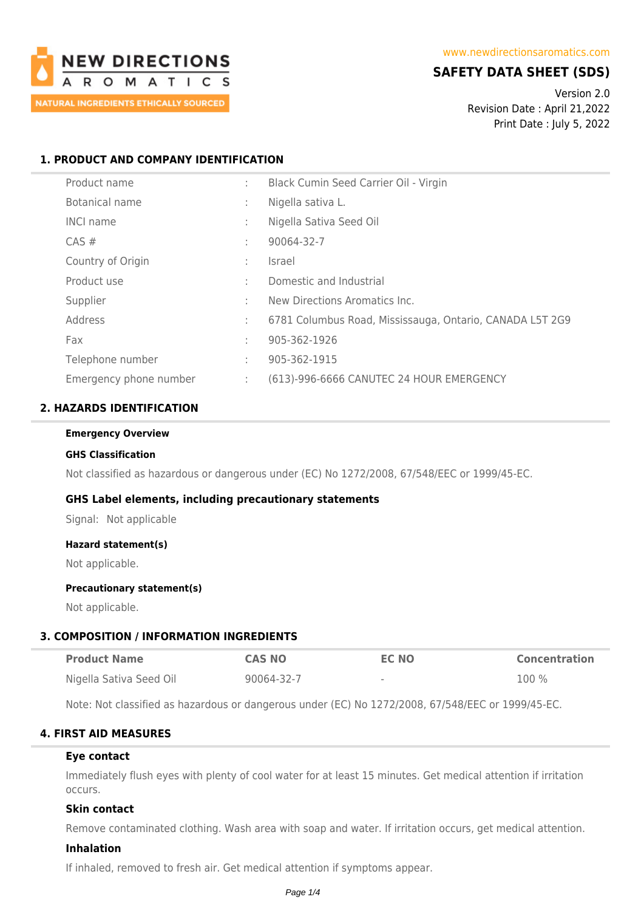NEW DIRECTIONS AROMATICS

NATURAL INGREDIENTS ETHICALLY SOURCED

www.newdirectionsaromatics.com

# SAFETY DATA SHEET (SDS)

Version 2.0
Revision Date : April 21,2022
Print Date : July 5, 2022

## 1. PRODUCT AND COMPANY IDENTIFICATION

| | | |
|---|---|---|
| Product name | : | Black Cumin Seed Carrier Oil - Virgin |
| Botanical name | : | Nigella sativa L. |
| INCI name | : | Nigella Sativa Seed Oil |
| CAS # | : | 90064-32-7 |
| Country of Origin | : | Israel |
| Product use | : | Domestic and Industrial |
| Supplier | : | New Directions Aromatics Inc. |
| Address | : | 6781 Columbus Road, Mississauga, Ontario, CANADA L5T 2G9 |
| Fax | : | 905-362-1926 |
| Telephone number | : | 905-362-1915 |
| Emergency phone number | : | (613)-996-6666 CANUTEC 24 HOUR EMERGENCY |

## 2. HAZARDS IDENTIFICATION

**Emergency Overview**

**GHS Classification**

Not classified as hazardous or dangerous under (EC) No 1272/2008, 67/548/EEC or 1999/45-EC.

### GHS Label elements, including precautionary statements

Signal: Not applicable

**Hazard statement(s)**

Not applicable.

**Precautionary statement(s)**

Not applicable.

## 3. COMPOSITION / INFORMATION INGREDIENTS

| Product Name | CAS NO | EC NO | Concentration |
|---|---|---|---|
| Nigella Sativa Seed Oil | 90064-32-7 | - | 100 % |

Note: Not classified as hazardous or dangerous under (EC) No 1272/2008, 67/548/EEC or 1999/45-EC.

## 4. FIRST AID MEASURES

### Eye contact

Immediately flush eyes with plenty of cool water for at least 15 minutes. Get medical attention if irritation occurs.

### Skin contact

Remove contaminated clothing. Wash area with soap and water. If irritation occurs, get medical attention.

### Inhalation

If inhaled, removed to fresh air. Get medical attention if symptoms appear.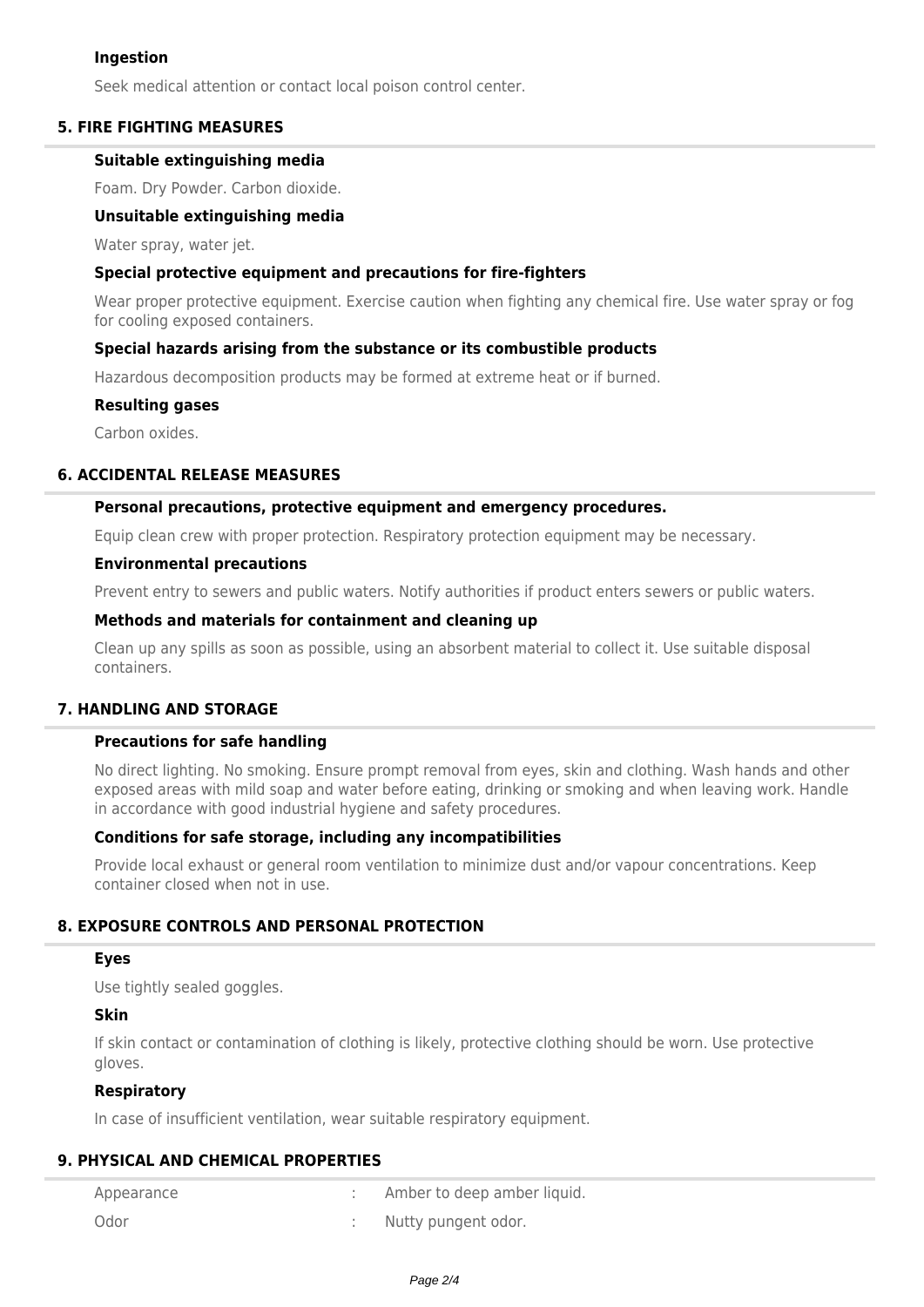### Ingestion

Seek medical attention or contact local poison control center.

## 5. FIRE FIGHTING MEASURES

### Suitable extinguishing media

Foam. Dry Powder. Carbon dioxide.

### Unsuitable extinguishing media

Water spray, water jet.

### Special protective equipment and precautions for fire-fighters

Wear proper protective equipment. Exercise caution when fighting any chemical fire. Use water spray or fog for cooling exposed containers.

### Special hazards arising from the substance or its combustible products

Hazardous decomposition products may be formed at extreme heat or if burned.

### Resulting gases

Carbon oxides.

## 6. ACCIDENTAL RELEASE MEASURES

### Personal precautions, protective equipment and emergency procedures.

Equip clean crew with proper protection. Respiratory protection equipment may be necessary.

### Environmental precautions

Prevent entry to sewers and public waters. Notify authorities if product enters sewers or public waters.

### Methods and materials for containment and cleaning up

Clean up any spills as soon as possible, using an absorbent material to collect it. Use suitable disposal containers.

## 7. HANDLING AND STORAGE

### Precautions for safe handling

No direct lighting. No smoking. Ensure prompt removal from eyes, skin and clothing. Wash hands and other exposed areas with mild soap and water before eating, drinking or smoking and when leaving work. Handle in accordance with good industrial hygiene and safety procedures.

### Conditions for safe storage, including any incompatibilities

Provide local exhaust or general room ventilation to minimize dust and/or vapour concentrations. Keep container closed when not in use.

## 8. EXPOSURE CONTROLS AND PERSONAL PROTECTION

### Eyes

Use tightly sealed goggles.

### Skin

If skin contact or contamination of clothing is likely, protective clothing should be worn. Use protective gloves.

### Respiratory

In case of insufficient ventilation, wear suitable respiratory equipment.

## 9. PHYSICAL AND CHEMICAL PROPERTIES

| | | |
|---|---|---|
| Appearance | : | Amber to deep amber liquid. |
| Odor | : | Nutty pungent odor. |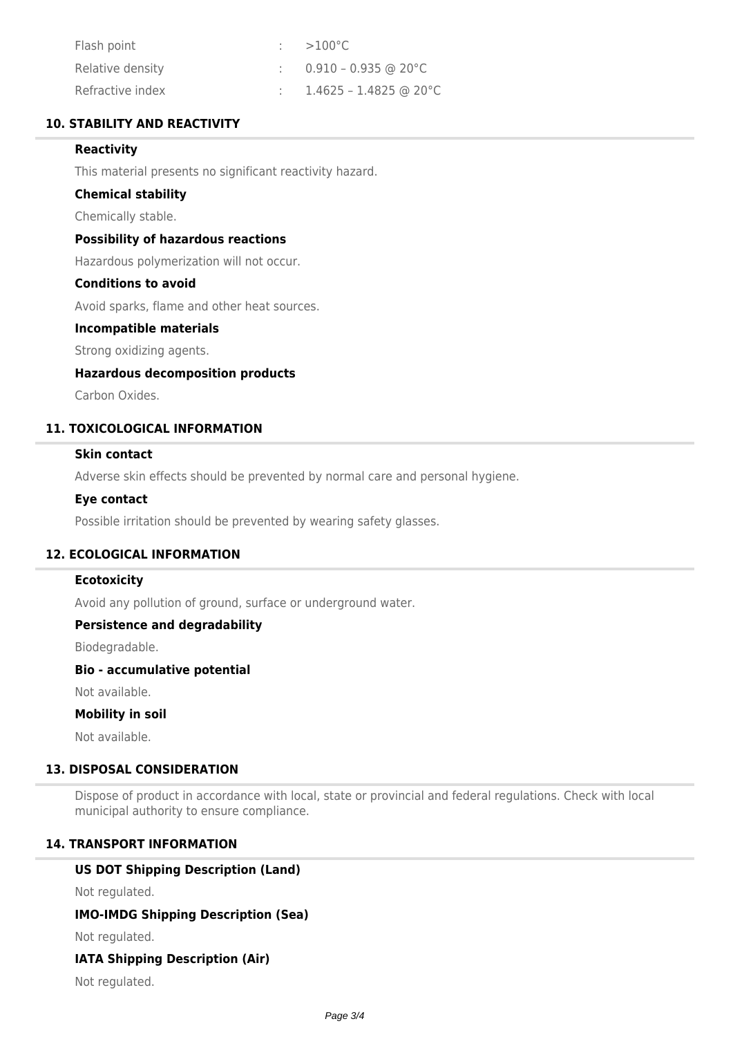| | | |
|---|---|---|
| Flash point | : | >100°C |
| Relative density | : | 0.910 – 0.935 @ 20°C |
| Refractive index | : | 1.4625 – 1.4825 @ 20°C |

## 10. STABILITY AND REACTIVITY

**Reactivity**

This material presents no significant reactivity hazard.

**Chemical stability**

Chemically stable.

**Possibility of hazardous reactions**

Hazardous polymerization will not occur.

**Conditions to avoid**

Avoid sparks, flame and other heat sources.

**Incompatible materials**

Strong oxidizing agents.

**Hazardous decomposition products**

Carbon Oxides.

## 11. TOXICOLOGICAL INFORMATION

**Skin contact**

Adverse skin effects should be prevented by normal care and personal hygiene.

**Eye contact**

Possible irritation should be prevented by wearing safety glasses.

## 12. ECOLOGICAL INFORMATION

**Ecotoxicity**

Avoid any pollution of ground, surface or underground water.

**Persistence and degradability**

Biodegradable.

**Bio - accumulative potential**

Not available.

**Mobility in soil**

Not available.

## 13. DISPOSAL CONSIDERATION

Dispose of product in accordance with local, state or provincial and federal regulations. Check with local municipal authority to ensure compliance.

## 14. TRANSPORT INFORMATION

**US DOT Shipping Description (Land)**

Not regulated.

**IMO-IMDG Shipping Description (Sea)**

Not regulated.

**IATA Shipping Description (Air)**

Not regulated.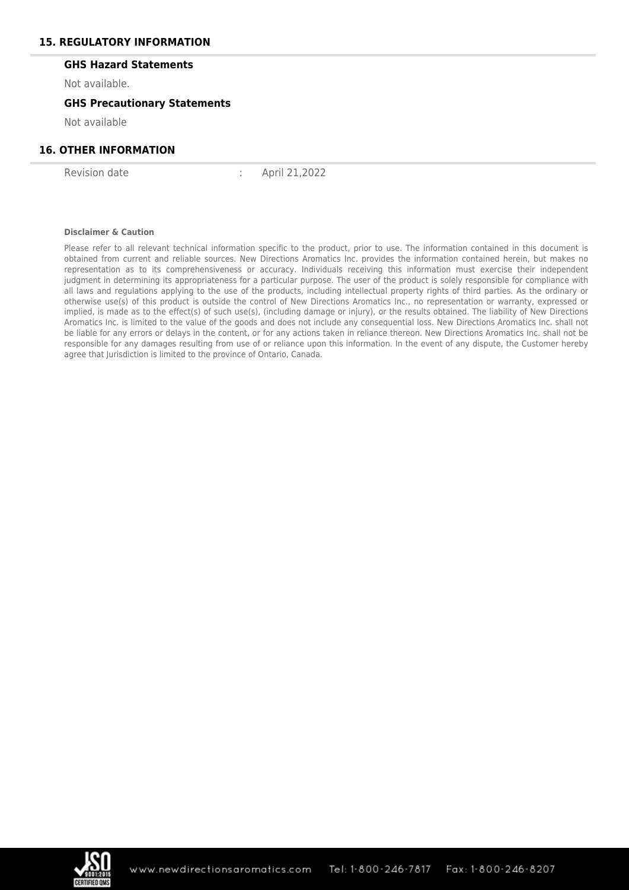## 15. REGULATORY INFORMATION

### GHS Hazard Statements

Not available.

### GHS Precautionary Statements

Not available

## 16. OTHER INFORMATION

Revision date : April 21,2022

**Disclaimer & Caution**

Please refer to all relevant technical information specific to the product, prior to use. The information contained in this document is obtained from current and reliable sources. New Directions Aromatics Inc. provides the information contained herein, but makes no representation as to its comprehensiveness or accuracy. Individuals receiving this information must exercise their independent judgment in determining its appropriateness for a particular purpose. The user of the product is solely responsible for compliance with all laws and regulations applying to the use of the products, including intellectual property rights of third parties. As the ordinary or otherwise use(s) of this product is outside the control of New Directions Aromatics Inc., no representation or warranty, expressed or implied, is made as to the effect(s) of such use(s), (including damage or injury), or the results obtained. The liability of New Directions Aromatics Inc. is limited to the value of the goods and does not include any consequential loss. New Directions Aromatics Inc. shall not be liable for any errors or delays in the content, or for any actions taken in reliance thereon. New Directions Aromatics Inc. shall not be responsible for any damages resulting from use of or reliance upon this information. In the event of any dispute, the Customer hereby agree that Jurisdiction is limited to the province of Ontario, Canada.